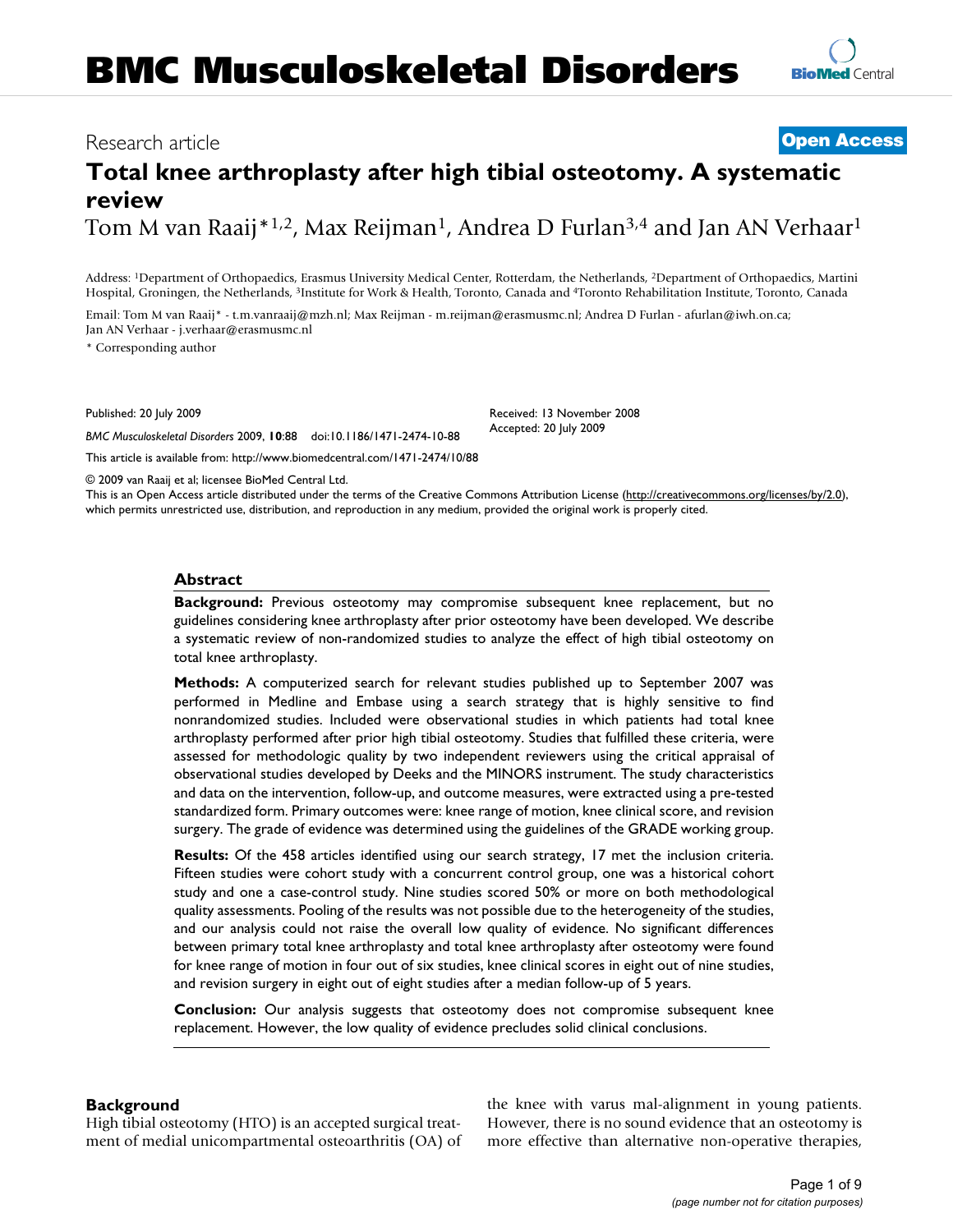# BMC Musculoskeletal Disorders

Research article

**Open Access**

## Total knee arthroplasty after high tibial osteotomy. A systematic review

Tom M van Raaij*[1,2], Max Reijman[1], Andrea D Furlan[3,4] and Jan AN Verhaar[1]

Address: [1]Department of Orthopaedics, Erasmus University Medical Center, Rotterdam, the Netherlands, [2]Department of Orthopaedics, Martini Hospital, Groningen, the Netherlands, [3]Institute for Work & Health, Toronto, Canada and [4]Toronto Rehabilitation Institute, Toronto, Canada

Email: Tom M van Raaij* - t.m.vanraaij@mzh.nl; Max Reijman - m.reijman@erasmusmc.nl; Andrea D Furlan - afurlan@iwh.on.ca; Jan AN Verhaar - j.verhaar@erasmusmc.nl

\* Corresponding author

Published: 20 July 2009

*BMC Musculoskeletal Disorders* 2009, **10**:88 doi:10.1186/1471-2474-10-88

Received: 13 November 2008
Accepted: 20 July 2009

This article is available from: http://www.biomedcentral.com/1471-2474/10/88

© 2009 van Raaij et al; licensee BioMed Central Ltd.

This is an Open Access article distributed under the terms of the Creative Commons Attribution License (http://creativecommons.org/licenses/by/2.0), which permits unrestricted use, distribution, and reproduction in any medium, provided the original work is properly cited.

### Abstract

**Background:** Previous osteotomy may compromise subsequent knee replacement, but no guidelines considering knee arthroplasty after prior osteotomy have been developed. We describe a systematic review of non-randomized studies to analyze the effect of high tibial osteotomy on total knee arthroplasty.

**Methods:** A computerized search for relevant studies published up to September 2007 was performed in Medline and Embase using a search strategy that is highly sensitive to find nonrandomized studies. Included were observational studies in which patients had total knee arthroplasty performed after prior high tibial osteotomy. Studies that fulfilled these criteria, were assessed for methodologic quality by two independent reviewers using the critical appraisal of observational studies developed by Deeks and the MINORS instrument. The study characteristics and data on the intervention, follow-up, and outcome measures, were extracted using a pre-tested standardized form. Primary outcomes were: knee range of motion, knee clinical score, and revision surgery. The grade of evidence was determined using the guidelines of the GRADE working group.

**Results:** Of the 458 articles identified using our search strategy, 17 met the inclusion criteria. Fifteen studies were cohort study with a concurrent control group, one was a historical cohort study and one a case-control study. Nine studies scored 50% or more on both methodological quality assessments. Pooling of the results was not possible due to the heterogeneity of the studies, and our analysis could not raise the overall low quality of evidence. No significant differences between primary total knee arthroplasty and total knee arthroplasty after osteotomy were found for knee range of motion in four out of six studies, knee clinical scores in eight out of nine studies, and revision surgery in eight out of eight studies after a median follow-up of 5 years.

**Conclusion:** Our analysis suggests that osteotomy does not compromise subsequent knee replacement. However, the low quality of evidence precludes solid clinical conclusions.

## Background

High tibial osteotomy (HTO) is an accepted surgical treatment of medial unicompartmental osteoarthritis (OA) of the knee with varus mal-alignment in young patients. However, there is no sound evidence that an osteotomy is more effective than alternative non-operative therapies,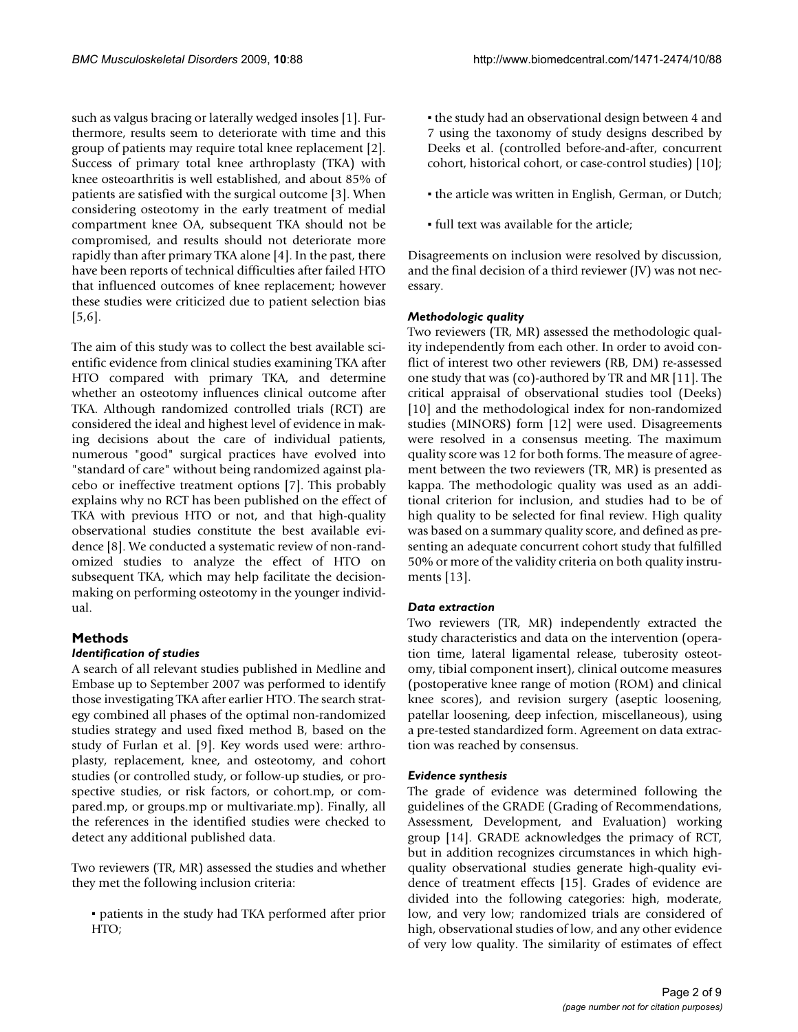such as valgus bracing or laterally wedged insoles [1]. Furthermore, results seem to deteriorate with time and this group of patients may require total knee replacement [2]. Success of primary total knee arthroplasty (TKA) with knee osteoarthritis is well established, and about 85% of patients are satisfied with the surgical outcome [3]. When considering osteotomy in the early treatment of medial compartment knee OA, subsequent TKA should not be compromised, and results should not deteriorate more rapidly than after primary TKA alone [4]. In the past, there have been reports of technical difficulties after failed HTO that influenced outcomes of knee replacement; however these studies were criticized due to patient selection bias [5,6].

The aim of this study was to collect the best available scientific evidence from clinical studies examining TKA after HTO compared with primary TKA, and determine whether an osteotomy influences clinical outcome after TKA. Although randomized controlled trials (RCT) are considered the ideal and highest level of evidence in making decisions about the care of individual patients, numerous "good" surgical practices have evolved into "standard of care" without being randomized against placebo or ineffective treatment options [7]. This probably explains why no RCT has been published on the effect of TKA with previous HTO or not, and that high-quality observational studies constitute the best available evidence [8]. We conducted a systematic review of non-randomized studies to analyze the effect of HTO on subsequent TKA, which may help facilitate the decision-making on performing osteotomy in the younger individual.

## Methods

### *Identification of studies*

A search of all relevant studies published in Medline and Embase up to September 2007 was performed to identify those investigating TKA after earlier HTO. The search strategy combined all phases of the optimal non-randomized studies strategy and used fixed method B, based on the study of Furlan et al. [9]. Key words used were: arthroplasty, replacement, knee, and osteotomy, and cohort studies (or controlled study, or follow-up studies, or prospective studies, or risk factors, or cohort.mp, or compared.mp, or groups.mp or multivariate.mp). Finally, all the references in the identified studies were checked to detect any additional published data.

Two reviewers (TR, MR) assessed the studies and whether they met the following inclusion criteria:

- patients in the study had TKA performed after prior HTO;
- the study had an observational design between 4 and 7 using the taxonomy of study designs described by Deeks et al. (controlled before-and-after, concurrent cohort, historical cohort, or case-control studies) [10];
- the article was written in English, German, or Dutch;
- full text was available for the article;

Disagreements on inclusion were resolved by discussion, and the final decision of a third reviewer (JV) was not necessary.

### *Methodologic quality*

Two reviewers (TR, MR) assessed the methodologic quality independently from each other. In order to avoid conflict of interest two other reviewers (RB, DM) re-assessed one study that was (co)-authored by TR and MR [11]. The critical appraisal of observational studies tool (Deeks) [10] and the methodological index for non-randomized studies (MINORS) form [12] were used. Disagreements were resolved in a consensus meeting. The maximum quality score was 12 for both forms. The measure of agreement between the two reviewers (TR, MR) is presented as kappa. The methodologic quality was used as an additional criterion for inclusion, and studies had to be of high quality to be selected for final review. High quality was based on a summary quality score, and defined as presenting an adequate concurrent cohort study that fulfilled 50% or more of the validity criteria on both quality instruments [13].

### *Data extraction*

Two reviewers (TR, MR) independently extracted the study characteristics and data on the intervention (operation time, lateral ligamental release, tuberosity osteotomy, tibial component insert), clinical outcome measures (postoperative knee range of motion (ROM) and clinical knee scores), and revision surgery (aseptic loosening, patellar loosening, deep infection, miscellaneous), using a pre-tested standardized form. Agreement on data extraction was reached by consensus.

### *Evidence synthesis*

The grade of evidence was determined following the guidelines of the GRADE (Grading of Recommendations, Assessment, Development, and Evaluation) working group [14]. GRADE acknowledges the primacy of RCT, but in addition recognizes circumstances in which high-quality observational studies generate high-quality evidence of treatment effects [15]. Grades of evidence are divided into the following categories: high, moderate, low, and very low; randomized trials are considered of high, observational studies of low, and any other evidence of very low quality. The similarity of estimates of effect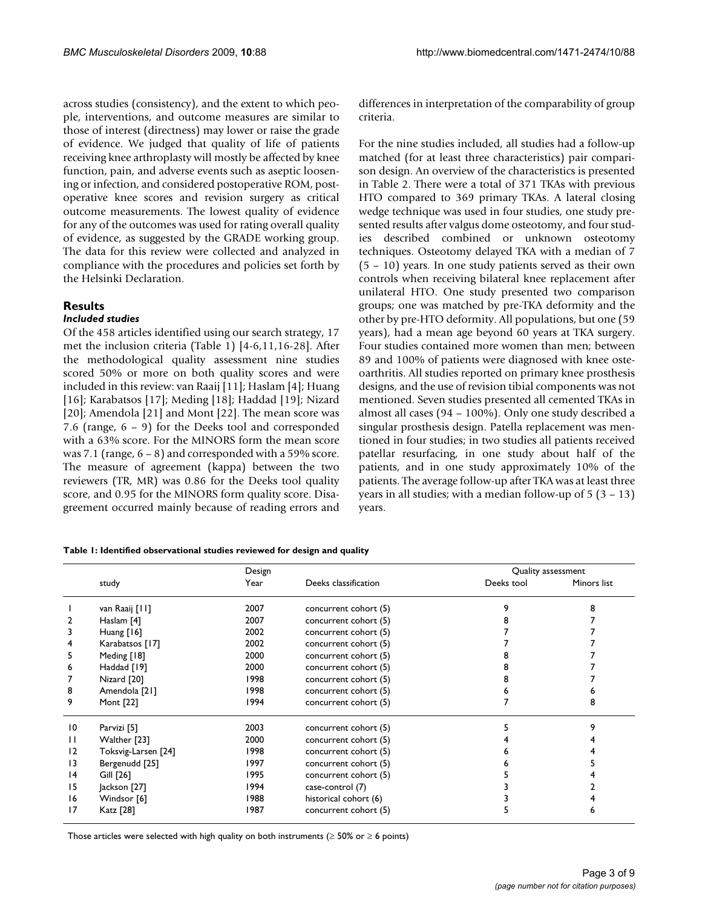across studies (consistency), and the extent to which people, interventions, and outcome measures are similar to those of interest (directness) may lower or raise the grade of evidence. We judged that quality of life of patients receiving knee arthroplasty will mostly be affected by knee function, pain, and adverse events such as aseptic loosening or infection, and considered postoperative ROM, postoperative knee scores and revision surgery as critical outcome measurements. The lowest quality of evidence for any of the outcomes was used for rating overall quality of evidence, as suggested by the GRADE working group. The data for this review were collected and analyzed in compliance with the procedures and policies set forth by the Helsinki Declaration.

## Results

### *Included studies*

Of the 458 articles identified using our search strategy, 17 met the inclusion criteria (Table 1) [4-6,11,16-28]. After the methodological quality assessment nine studies scored 50% or more on both quality scores and were included in this review: van Raaij [11]; Haslam [4]; Huang [16]; Karabatsos [17]; Meding [18]; Haddad [19]; Nizard [20]; Amendola [21] and Mont [22]. The mean score was 7.6 (range, 6 – 9) for the Deeks tool and corresponded with a 63% score. For the MINORS form the mean score was 7.1 (range, 6 – 8) and corresponded with a 59% score. The measure of agreement (kappa) between the two reviewers (TR, MR) was 0.86 for the Deeks tool quality score, and 0.95 for the MINORS form quality score. Disagreement occurred mainly because of reading errors and differences in interpretation of the comparability of group criteria.

For the nine studies included, all studies had a follow-up matched (for at least three characteristics) pair comparison design. An overview of the characteristics is presented in Table 2. There were a total of 371 TKAs with previous HTO compared to 369 primary TKAs. A lateral closing wedge technique was used in four studies, one study presented results after valgus dome osteotomy, and four studies described combined or unknown osteotomy techniques. Osteotomy delayed TKA with a median of 7 (5 – 10) years. In one study patients served as their own controls when receiving bilateral knee replacement after unilateral HTO. One study presented two comparison groups; one was matched by pre-TKA deformity and the other by pre-HTO deformity. All populations, but one (59 years), had a mean age beyond 60 years at TKA surgery. Four studies contained more women than men; between 89 and 100% of patients were diagnosed with knee osteoarthritis. All studies reported on primary knee prosthesis designs, and the use of revision tibial components was not mentioned. Seven studies presented all cemented TKAs in almost all cases (94 – 100%). Only one study described a singular prosthesis design. Patella replacement was mentioned in four studies; in two studies all patients received patellar resurfacing, in one study about half of the patients, and in one study approximately 10% of the patients. The average follow-up after TKA was at least three years in all studies; with a median follow-up of 5 (3 – 13) years.

**Table 1: Identified observational studies reviewed for design and quality**

| | | Design | | Quality assessment | |
|---|---|---|---|---|---|
| | study | Year | Deeks classification | Deeks tool | Minors list |
| 1 | van Raaij [11] | 2007 | concurrent cohort (5) | 9 | 8 |
| 2 | Haslam [4] | 2007 | concurrent cohort (5) | 8 | 7 |
| 3 | Huang [16] | 2002 | concurrent cohort (5) | 7 | 7 |
| 4 | Karabatsos [17] | 2002 | concurrent cohort (5) | 7 | 7 |
| 5 | Meding [18] | 2000 | concurrent cohort (5) | 8 | 7 |
| 6 | Haddad [19] | 2000 | concurrent cohort (5) | 8 | 7 |
| 7 | Nizard [20] | 1998 | concurrent cohort (5) | 8 | 7 |
| 8 | Amendola [21] | 1998 | concurrent cohort (5) | 6 | 6 |
| 9 | Mont [22] | 1994 | concurrent cohort (5) | 7 | 8 |
| 10 | Parvizi [5] | 2003 | concurrent cohort (5) | 5 | 9 |
| 11 | Walther [23] | 2000 | concurrent cohort (5) | 4 | 4 |
| 12 | Toksvig-Larsen [24] | 1998 | concurrent cohort (5) | 6 | 4 |
| 13 | Bergenudd [25] | 1997 | concurrent cohort (5) | 6 | 5 |
| 14 | Gill [26] | 1995 | concurrent cohort (5) | 5 | 4 |
| 15 | Jackson [27] | 1994 | case-control (7) | 3 | 2 |
| 16 | Windsor [6] | 1988 | historical cohort (6) | 3 | 4 |
| 17 | Katz [28] | 1987 | concurrent cohort (5) | 5 | 6 |

Those articles were selected with high quality on both instruments (≥ 50% or ≥ 6 points)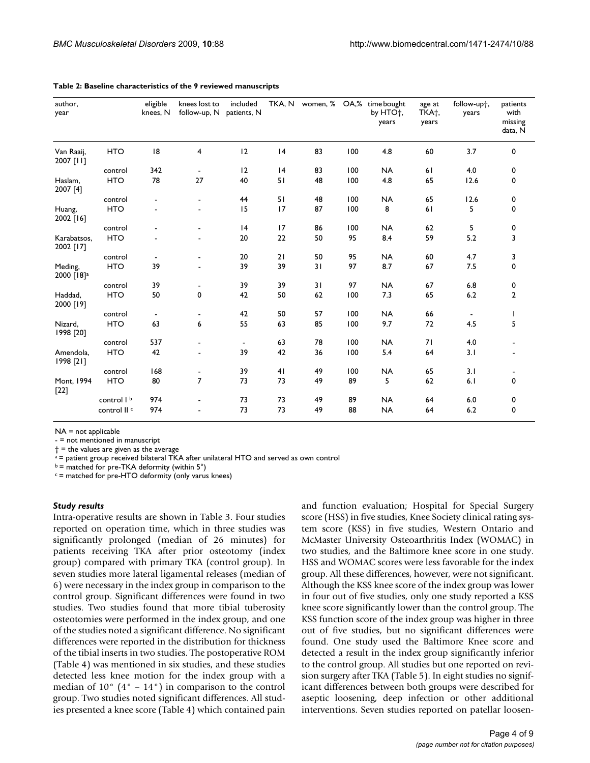**Table 2: Baseline characteristics of the 9 reviewed manuscripts**

| author, year | | eligible knees, N | knees lost to follow-up, N | included patients, N | TKA, N | women, % | OA,% | time bought by HTO†, years | age at TKA†, years | follow-up†, years | patients with missing data, N |
|---|---|---|---|---|---|---|---|---|---|---|---|
| Van Raaij, 2007 [11] | HTO | 18 | 4 | 12 | 14 | 83 | 100 | 4.8 | 60 | 3.7 | 0 |
| | control | 342 | - | 12 | 14 | 83 | 100 | NA | 61 | 4.0 | 0 |
| Haslam, 2007 [4] | HTO | 78 | 27 | 40 | 51 | 48 | 100 | 4.8 | 65 | 12.6 | 0 |
| | control | - | - | 44 | 51 | 48 | 100 | NA | 65 | 12.6 | 0 |
| Huang, 2002 [16] | HTO | - | - | 15 | 17 | 87 | 100 | 8 | 61 | 5 | 0 |
| | control | - | - | 14 | 17 | 86 | 100 | NA | 62 | 5 | 0 |
| Karabatsos, 2002 [17] | HTO | - | - | 20 | 22 | 50 | 95 | 8.4 | 59 | 5.2 | 3 |
| | control | - | - | 20 | 21 | 50 | 95 | NA | 60 | 4.7 | 3 |
| Meding, 2000 [18][a] | HTO | 39 | - | 39 | 39 | 31 | 97 | 8.7 | 67 | 7.5 | 0 |
| | control | 39 | - | 39 | 39 | 31 | 97 | NA | 67 | 6.8 | 0 |
| Haddad, 2000 [19] | HTO | 50 | 0 | 42 | 50 | 62 | 100 | 7.3 | 65 | 6.2 | 2 |
| | control | - | - | 42 | 50 | 57 | 100 | NA | 66 | - | 1 |
| Nizard, 1998 [20] | HTO | 63 | 6 | 55 | 63 | 85 | 100 | 9.7 | 72 | 4.5 | 5 |
| | control | 537 | - | - | 63 | 78 | 100 | NA | 71 | 4.0 | - |
| Amendola, 1998 [21] | HTO | 42 | - | 39 | 42 | 36 | 100 | 5.4 | 64 | 3.1 | - |
| | control | 168 | - | 39 | 41 | 49 | 100 | NA | 65 | 3.1 | - |
| Mont, 1994 [22] | HTO | 80 | 7 | 73 | 73 | 49 | 89 | 5 | 62 | 6.1 | 0 |
| | control I [b] | 974 | - | 73 | 73 | 49 | 89 | NA | 64 | 6.0 | 0 |
| | control II [c] | 974 | - | 73 | 73 | 49 | 88 | NA | 64 | 6.2 | 0 |

NA = not applicable
- = not mentioned in manuscript
† = the values are given as the average
[a] = patient group received bilateral TKA after unilateral HTO and served as own control
[b] = matched for pre-TKA deformity (within 5°)
[c] = matched for pre-HTO deformity (only varus knees)

### *Study results*

Intra-operative results are shown in Table 3. Four studies reported on operation time, which in three studies was significantly prolonged (median of 26 minutes) for patients receiving TKA after prior osteotomy (index group) compared with primary TKA (control group). In seven studies more lateral ligamental releases (median of 6) were necessary in the index group in comparison to the control group. Significant differences were found in two studies. Two studies found that more tibial tuberosity osteotomies were performed in the index group, and one of the studies noted a significant difference. No significant differences were reported in the distribution for thickness of the tibial inserts in two studies. The postoperative ROM (Table 4) was mentioned in six studies, and these studies detected less knee motion for the index group with a median of 10° (4° – 14°) in comparison to the control group. Two studies noted significant differences. All studies presented a knee score (Table 4) which contained pain and function evaluation; Hospital for Special Surgery score (HSS) in five studies, Knee Society clinical rating system score (KSS) in five studies, Western Ontario and McMaster University Osteoarthritis Index (WOMAC) in two studies, and the Baltimore knee score in one study. HSS and WOMAC scores were less favorable for the index group. All these differences, however, were not significant. Although the KSS knee score of the index group was lower in four out of five studies, only one study reported a KSS knee score significantly lower than the control group. The KSS function score of the index group was higher in three out of five studies, but no significant differences were found. One study used the Baltimore Knee score and detected a result in the index group significantly inferior to the control group. All studies but one reported on revision surgery after TKA (Table 5). In eight studies no significant differences between both groups were described for aseptic loosening, deep infection or other additional interventions. Seven studies reported on patellar loosen-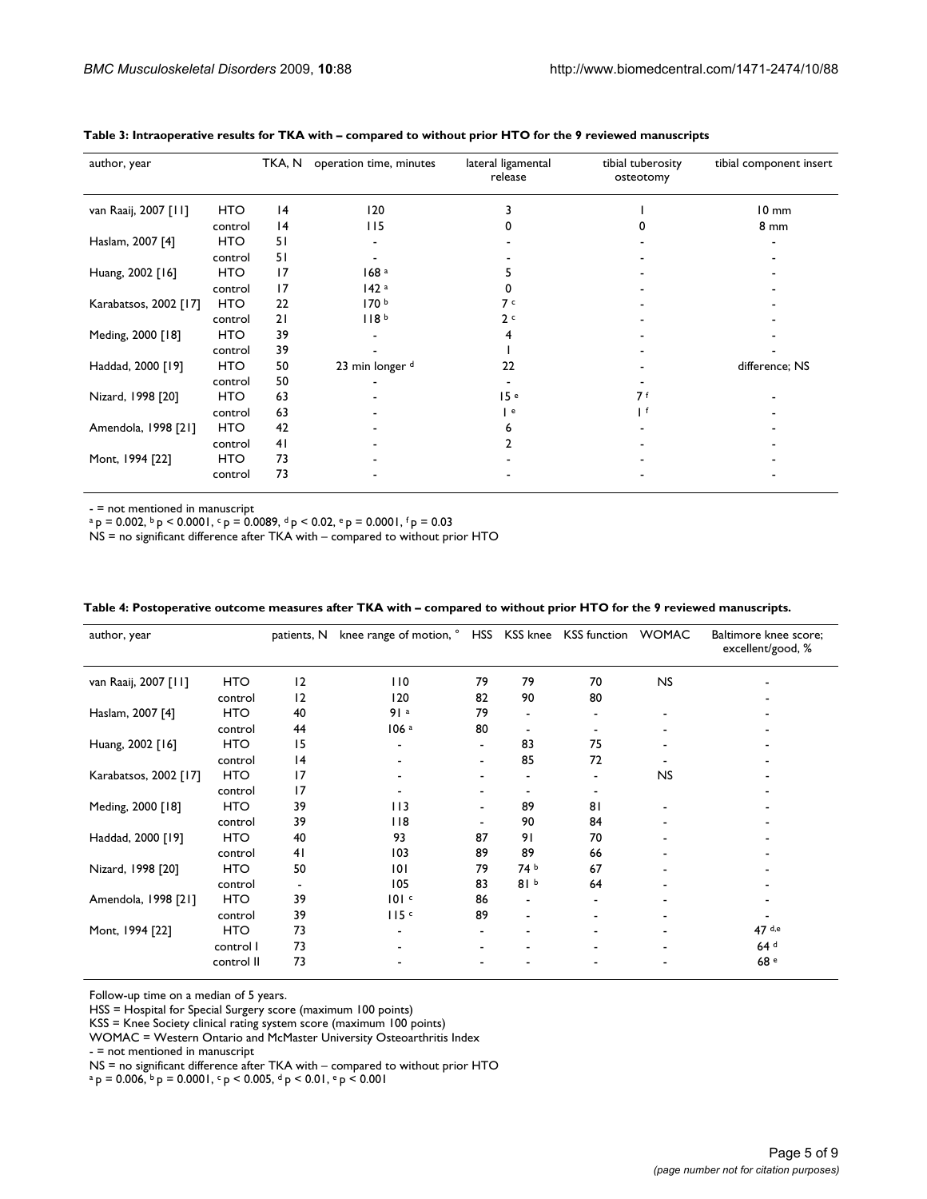**Table 3: Intraoperative results for TKA with – compared to without prior HTO for the 9 reviewed manuscripts**

| author, year | | TKA, N | operation time, minutes | lateral ligamental release | tibial tuberosity osteotomy | tibial component insert |
|---|---|---|---|---|---|---|
| van Raaij, 2007 [11] | HTO | 14 | 120 | 3 | 1 | 10 mm |
| | control | 14 | 115 | 0 | 0 | 8 mm |
| Haslam, 2007 [4] | HTO | 51 | - | - | - | - |
| | control | 51 | - | - | - | - |
| Huang, 2002 [16] | HTO | 17 | 168 [a] | 5 | - | - |
| | control | 17 | 142 [a] | 0 | - | - |
| Karabatsos, 2002 [17] | HTO | 22 | 170 [b] | 7 [c] | - | - |
| | control | 21 | 118 [b] | 2 [c] | - | - |
| Meding, 2000 [18] | HTO | 39 | - | 4 | - | - |
| | control | 39 | - | 1 | - | - |
| Haddad, 2000 [19] | HTO | 50 | 23 min longer [d] | 22 | - | difference; NS |
| | control | 50 | - | - | - | |
| Nizard, 1998 [20] | HTO | 63 | - | 15 [e] | 7 [f] | - |
| | control | 63 | - | 1 [e] | 1 [f] | - |
| Amendola, 1998 [21] | HTO | 42 | - | 6 | - | - |
| | control | 41 | - | 2 | - | - |
| Mont, 1994 [22] | HTO | 73 | - | - | - | - |
| | control | 73 | - | - | - | - |

- = not mentioned in manuscript
[a] $p = 0.002$, [b] $p < 0.0001$, [c] $p = 0.0089$, [d] $p < 0.02$, [e] $p = 0.0001$, [f] $p = 0.03$
NS = no significant difference after TKA with – compared to without prior HTO

**Table 4: Postoperative outcome measures after TKA with – compared to without prior HTO for the 9 reviewed manuscripts.**

| author, year | | patients, N | knee range of motion, ° | HSS | KSS knee | KSS function | WOMAC | Baltimore knee score; excellent/good, % |
|---|---|---|---|---|---|---|---|---|
| van Raaij, 2007 [11] | HTO | 12 | 110 | 79 | 79 | 70 | NS | - |
| | control | 12 | 120 | 82 | 90 | 80 | | - |
| Haslam, 2007 [4] | HTO | 40 | 91 [a] | 79 | - | - | - | - |
| | control | 44 | 106 [a] | 80 | - | - | - | - |
| Huang, 2002 [16] | HTO | 15 | - | - | 83 | 75 | - | - |
| | control | 14 | - | - | 85 | 72 | - | - |
| Karabatsos, 2002 [17] | HTO | 17 | - | - | - | - | NS | - |
| | control | 17 | - | - | - | - | | - |
| Meding, 2000 [18] | HTO | 39 | 113 | - | 89 | 81 | - | - |
| | control | 39 | 118 | - | 90 | 84 | - | - |
| Haddad, 2000 [19] | HTO | 40 | 93 | 87 | 91 | 70 | - | - |
| | control | 41 | 103 | 89 | 89 | 66 | - | - |
| Nizard, 1998 [20] | HTO | 50 | 101 | 79 | 74 [b] | 67 | - | - |
| | control | - | 105 | 83 | 81 [b] | 64 | - | - |
| Amendola, 1998 [21] | HTO | 39 | 101 [c] | 86 | - | - | - | - |
| | control | 39 | 115 [c] | 89 | - | - | - | - |
| Mont, 1994 [22] | HTO | 73 | - | - | - | - | - | 47 [d,e] |
| | control I | 73 | - | - | - | - | - | 64 [d] |
| | control II | 73 | - | - | - | - | - | 68 [e] |

Follow-up time on a median of 5 years.
HSS = Hospital for Special Surgery score (maximum 100 points)
KSS = Knee Society clinical rating system score (maximum 100 points)
WOMAC = Western Ontario and McMaster University Osteoarthritis Index
- = not mentioned in manuscript
NS = no significant difference after TKA with – compared to without prior HTO
[a] $p = 0.006$, [b] $p = 0.0001$, [c] $p < 0.005$, [d] $p < 0.01$, [e] $p < 0.001$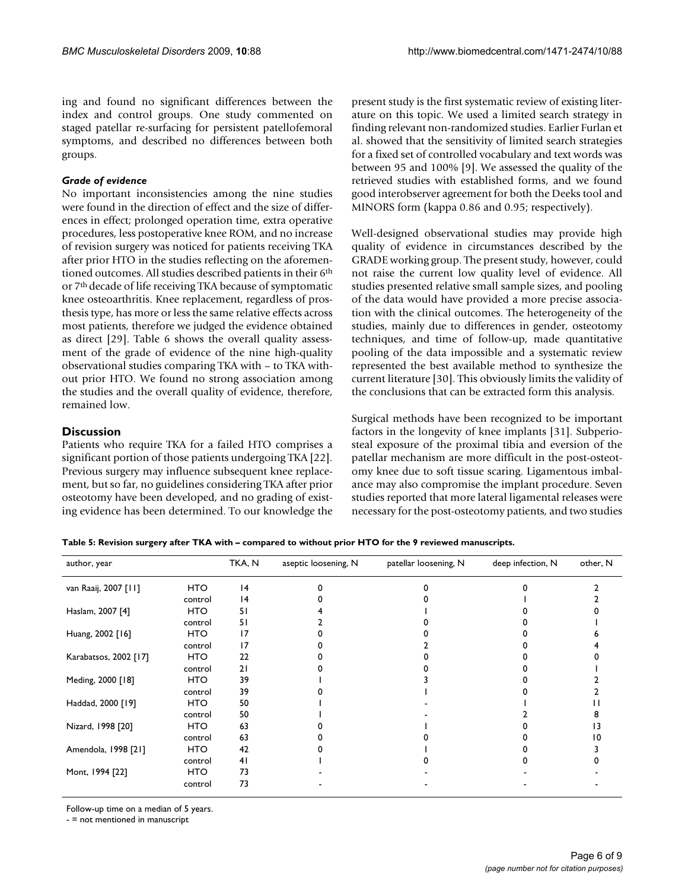ing and found no significant differences between the index and control groups. One study commented on staged patellar re-surfacing for persistent patellofemoral symptoms, and described no differences between both groups.

#### *Grade of evidence*

No important inconsistencies among the nine studies were found in the direction of effect and the size of differences in effect; prolonged operation time, extra operative procedures, less postoperative knee ROM, and no increase of revision surgery was noticed for patients receiving TKA after prior HTO in the studies reflecting on the aforementioned outcomes. All studies described patients in their 6th or 7th decade of life receiving TKA because of symptomatic knee osteoarthritis. Knee replacement, regardless of prosthesis type, has more or less the same relative effects across most patients, therefore we judged the evidence obtained as direct [29]. Table 6 shows the overall quality assessment of the grade of evidence of the nine high-quality observational studies comparing TKA with – to TKA without prior HTO. We found no strong association among the studies and the overall quality of evidence, therefore, remained low.

## Discussion

Patients who require TKA for a failed HTO comprises a significant portion of those patients undergoing TKA [22]. Previous surgery may influence subsequent knee replacement, but so far, no guidelines considering TKA after prior osteotomy have been developed, and no grading of existing evidence has been determined. To our knowledge the present study is the first systematic review of existing literature on this topic. We used a limited search strategy in finding relevant non-randomized studies. Earlier Furlan et al. showed that the sensitivity of limited search strategies for a fixed set of controlled vocabulary and text words was between 95 and 100% [9]. We assessed the quality of the retrieved studies with established forms, and we found good interobserver agreement for both the Deeks tool and MINORS form (kappa 0.86 and 0.95; respectively).

Well-designed observational studies may provide high quality of evidence in circumstances described by the GRADE working group. The present study, however, could not raise the current low quality level of evidence. All studies presented relative small sample sizes, and pooling of the data would have provided a more precise association with the clinical outcomes. The heterogeneity of the studies, mainly due to differences in gender, osteotomy techniques, and time of follow-up, made quantitative pooling of the data impossible and a systematic review represented the best available method to synthesize the current literature [30]. This obviously limits the validity of the conclusions that can be extracted form this analysis.

Surgical methods have been recognized to be important factors in the longevity of knee implants [31]. Subperiosteal exposure of the proximal tibia and eversion of the patellar mechanism are more difficult in the post-osteotomy knee due to soft tissue scaring. Ligamentous imbalance may also compromise the implant procedure. Seven studies reported that more lateral ligamental releases were necessary for the post-osteotomy patients, and two studies

**Table 5: Revision surgery after TKA with – compared to without prior HTO for the 9 reviewed manuscripts.**

| author, year | | TKA, N | aseptic loosening, N | patellar loosening, N | deep infection, N | other, N |
|---|---|---|---|---|---|---|
| van Raaij, 2007 [11] | HTO | 14 | 0 | 0 | 0 | 2 |
| | control | 14 | 0 | 0 | 1 | 2 |
| Haslam, 2007 [4] | HTO | 51 | 4 | 1 | 0 | 0 |
| | control | 51 | 2 | 0 | 0 | 1 |
| Huang, 2002 [16] | HTO | 17 | 0 | 0 | 0 | 6 |
| | control | 17 | 0 | 2 | 0 | 4 |
| Karabatsos, 2002 [17] | HTO | 22 | 0 | 0 | 0 | 0 |
| | control | 21 | 0 | 0 | 0 | 1 |
| Meding, 2000 [18] | HTO | 39 | 1 | 3 | 0 | 2 |
| | control | 39 | 0 | 1 | 0 | 2 |
| Haddad, 2000 [19] | HTO | 50 | 1 | - | 1 | 11 |
| | control | 50 | 1 | - | 2 | 8 |
| Nizard, 1998 [20] | HTO | 63 | 0 | 1 | 0 | 13 |
| | control | 63 | 0 | 0 | 0 | 10 |
| Amendola, 1998 [21] | HTO | 42 | 0 | 1 | 0 | 3 |
| | control | 41 | 1 | 0 | 0 | 0 |
| Mont, 1994 [22] | HTO | 73 | - | - | - | - |
| | control | 73 | - | - | - | - |

Follow-up time on a median of 5 years.
- = not mentioned in manuscript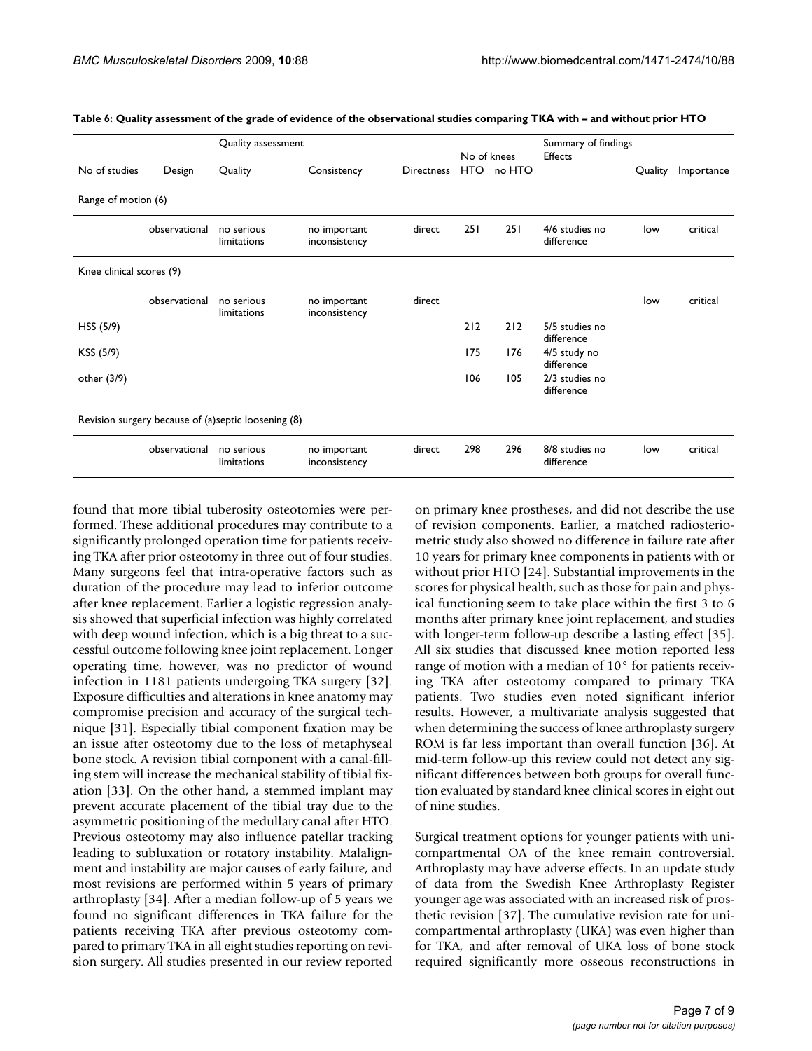**Table 6: Quality assessment of the grade of evidence of the observational studies comparing TKA with – and without prior HTO**

| | Quality assessment | | | | Summary of findings | | | | |
|---|---|---|---|---|---|---|---|---|---|
| | | | | | No of knees | | Effects | | |
| No of studies | Design | Quality | Consistency | Directness | HTO | no HTO | | Quality | Importance |
| Range of motion (6) | | | | | | | | | |
| | observational | no serious limitations | no important inconsistency | direct | 251 | 251 | 4/6 studies no difference | low | critical |
| Knee clinical scores (9) | | | | | | | | | |
| | observational | no serious limitations | no important inconsistency | direct | | | | low | critical |
| HSS (5/9) | | | | | 212 | 212 | 5/5 studies no difference | | |
| KSS (5/9) | | | | | 175 | 176 | 4/5 study no difference | | |
| other (3/9) | | | | | 106 | 105 | 2/3 studies no difference | | |
| Revision surgery because of (a)septic loosening (8) | | | | | | | | | |
| | observational | no serious limitations | no important inconsistency | direct | 298 | 296 | 8/8 studies no difference | low | critical |

found that more tibial tuberosity osteotomies were performed. These additional procedures may contribute to a significantly prolonged operation time for patients receiving TKA after prior osteotomy in three out of four studies. Many surgeons feel that intra-operative factors such as duration of the procedure may lead to inferior outcome after knee replacement. Earlier a logistic regression analysis showed that superficial infection was highly correlated with deep wound infection, which is a big threat to a successful outcome following knee joint replacement. Longer operating time, however, was no predictor of wound infection in 1181 patients undergoing TKA surgery [32]. Exposure difficulties and alterations in knee anatomy may compromise precision and accuracy of the surgical technique [31]. Especially tibial component fixation may be an issue after osteotomy due to the loss of metaphyseal bone stock. A revision tibial component with a canal-filling stem will increase the mechanical stability of tibial fixation [33]. On the other hand, a stemmed implant may prevent accurate placement of the tibial tray due to the asymmetric positioning of the medullary canal after HTO. Previous osteotomy may also influence patellar tracking leading to subluxation or rotatory instability. Malalignment and instability are major causes of early failure, and most revisions are performed within 5 years of primary arthroplasty [34]. After a median follow-up of 5 years we found no significant differences in TKA failure for the patients receiving TKA after previous osteotomy compared to primary TKA in all eight studies reporting on revision surgery. All studies presented in our review reported on primary knee prostheses, and did not describe the use of revision components. Earlier, a matched radiosteriometric study also showed no difference in failure rate after 10 years for primary knee components in patients with or without prior HTO [24]. Substantial improvements in the scores for physical health, such as those for pain and physical functioning seem to take place within the first 3 to 6 months after primary knee joint replacement, and studies with longer-term follow-up describe a lasting effect [35]. All six studies that discussed knee motion reported less range of motion with a median of 10° for patients receiving TKA after osteotomy compared to primary TKA patients. Two studies even noted significant inferior results. However, a multivariate analysis suggested that when determining the success of knee arthroplasty surgery ROM is far less important than overall function [36]. At mid-term follow-up this review could not detect any significant differences between both groups for overall function evaluated by standard knee clinical scores in eight out of nine studies.

Surgical treatment options for younger patients with unicompartmental OA of the knee remain controversial. Arthroplasty may have adverse effects. In an update study of data from the Swedish Knee Arthroplasty Register younger age was associated with an increased risk of prosthetic revision [37]. The cumulative revision rate for unicompartmental arthroplasty (UKA) was even higher than for TKA, and after removal of UKA loss of bone stock required significantly more osseous reconstructions in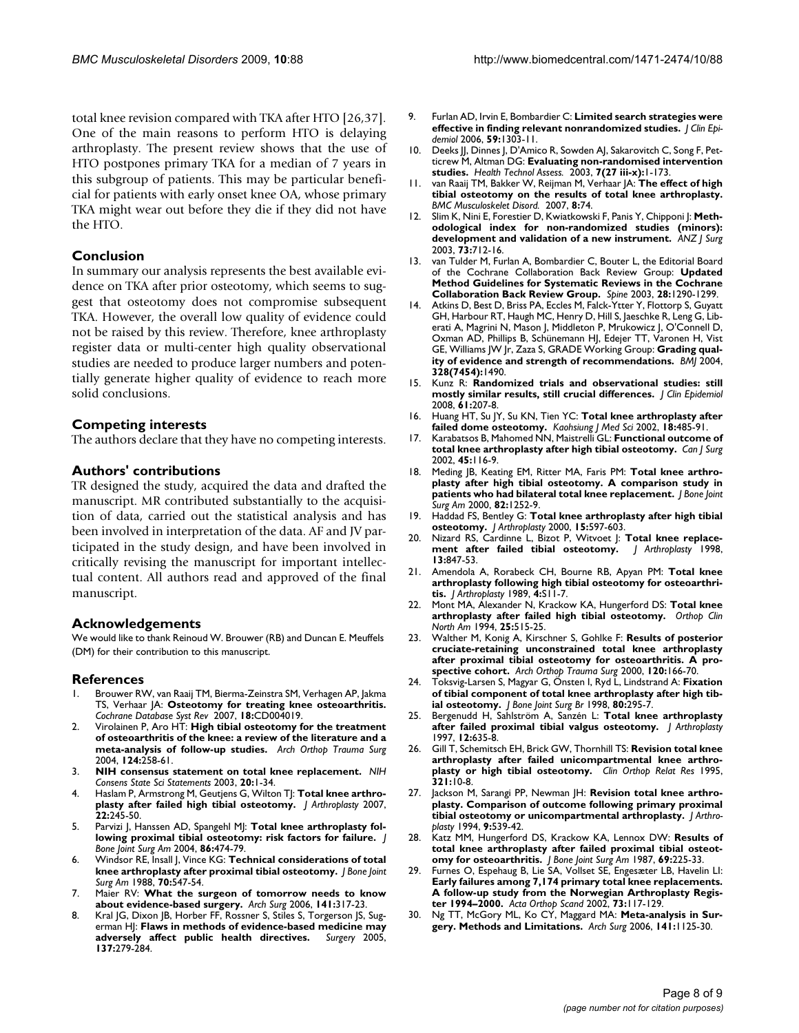total knee revision compared with TKA after HTO [26,37]. One of the main reasons to perform HTO is delaying arthroplasty. The present review shows that the use of HTO postpones primary TKA for a median of 7 years in this subgroup of patients. This may be particular beneficial for patients with early onset knee OA, whose primary TKA might wear out before they die if they did not have the HTO.

## Conclusion

In summary our analysis represents the best available evidence on TKA after prior osteotomy, which seems to suggest that osteotomy does not compromise subsequent TKA. However, the overall low quality of evidence could not be raised by this review. Therefore, knee arthroplasty register data or multi-center high quality observational studies are needed to produce larger numbers and potentially generate higher quality of evidence to reach more solid conclusions.

## Competing interests

The authors declare that they have no competing interests.

## Authors' contributions

TR designed the study, acquired the data and drafted the manuscript. MR contributed substantially to the acquisition of data, carried out the statistical analysis and has been involved in interpretation of the data. AF and JV participated in the study design, and have been involved in critically revising the manuscript for important intellectual content. All authors read and approved of the final manuscript.

## Acknowledgements

We would like to thank Reinoud W. Brouwer (RB) and Duncan E. Meuffels (DM) for their contribution to this manuscript.

## References

1. Brouwer RW, van Raaij TM, Bierma-Zeinstra SM, Verhagen AP, Jakma TS, Verhaar JA: **Osteotomy for treating knee osteoarthritis.** *Cochrane Database Syst Rev* 2007, **18:**CD004019.
2. Virolainen P, Aro HT: **High tibial osteotomy for the treatment of osteoarthritis of the knee: a review of the literature and a meta-analysis of follow-up studies.** *Arch Orthop Trauma Surg* 2004, **124:**258-61.
3. **NIH consensus statement on total knee replacement.** *NIH Consens State Sci Statements* 2003, **20:**1-34.
4. Haslam P, Armstrong M, Geutjens G, Wilton TJ: **Total knee arthroplasty after failed high tibial osteotomy.** *J Arthroplasty* 2007, **22:**245-50.
5. Parvizi J, Hanssen AD, Spangehl MJ: **Total knee arthroplasty following proximal tibial osteotomy: risk factors for failure.** *J Bone Joint Surg Am* 2004, **86:**474-79.
6. Windsor RE, Insall J, Vince KG: **Technical considerations of total knee arthroplasty after proximal tibial osteotomy.** *J Bone Joint Surg Am* 1988, **70:**547-54.
7. Maier RV: **What the surgeon of tomorrow needs to know about evidence-based surgery.** *Arch Surg* 2006, **141:**317-23.
8. Kral JG, Dixon JB, Horber FF, Rossner S, Stiles S, Torgerson JS, Sugerman HJ: **Flaws in methods of evidence-based medicine may adversely affect public health directives.** *Surgery* 2005, **137:**279-284.
9. Furlan AD, Irvin E, Bombardier C: **Limited search strategies were effective in finding relevant nonrandomized studies.** *J Clin Epidemiol* 2006, **59:**1303-11.
10. Deeks JJ, Dinnes J, D'Amico R, Sowden AJ, Sakarovitch C, Song F, Petticrew M, Altman DG: **Evaluating non-randomised intervention studies.** *Health Technol Assess.* 2003, **7(27 iii-x):**1-173.
11. van Raaij TM, Bakker W, Reijman M, Verhaar JA: **The effect of high tibial osteotomy on the results of total knee arthroplasty.** *BMC Musculoskelet Disord.* 2007, **8:**74.
12. Slim K, Nini E, Forestier D, Kwiatkowski F, Panis Y, Chipponi J: **Methodological index for non-randomized studies (minors): development and validation of a new instrument.** *ANZ J Surg* 2003, **73:**712-16.
13. van Tulder M, Furlan A, Bombardier C, Bouter L, the Editorial Board of the Cochrane Collaboration Back Review Group: **Updated Method Guidelines for Systematic Reviews in the Cochrane Collaboration Back Review Group.** *Spine* 2003, **28:**1290-1299.
14. Atkins D, Best D, Briss PA, Eccles M, Falck-Ytter Y, Flottorp S, Guyatt GH, Harbour RT, Haugh MC, Henry D, Hill S, Jaeschke R, Leng G, Liberati A, Magrini N, Mason J, Middleton P, Mrukowicz J, O'Connell D, Oxman AD, Phillips B, Schünemann HJ, Edejer TT, Varonen H, Vist GE, Williams JW Jr, Zaza S, GRADE Working Group: **Grading quality of evidence and strength of recommendations.** *BMJ* 2004, **328(7454):**1490.
15. Kunz R: **Randomized trials and observational studies: still mostly similar results, still crucial differences.** *J Clin Epidemiol* 2008, **61:**207-8.
16. Huang HT, Su JY, Su KN, Tien YC: **Total knee arthroplasty after failed dome osteotomy.** *Kaohsiung J Med Sci* 2002, **18:**485-91.
17. Karabatsos B, Mahomed NN, Maistrelli GL: **Functional outcome of total knee arthroplasty after high tibial osteotomy.** *Can J Surg* 2002, **45:**116-9.
18. Meding JB, Keating EM, Ritter MA, Faris PM: **Total knee arthroplasty after high tibial osteotomy. A comparison study in patients who had bilateral total knee replacement.** *J Bone Joint Surg Am* 2000, **82:**1252-9.
19. Haddad FS, Bentley G: **Total knee arthroplasty after high tibial osteotomy.** *J Arthroplasty* 2000, **15:**597-603.
20. Nizard RS, Cardinne L, Bizot P, Witvoet J: **Total knee replacement after failed tibial osteotomy.** *J Arthroplasty* 1998, **13:**847-53.
21. Amendola A, Rorabeck CH, Bourne RB, Apyan PM: **Total knee arthroplasty following high tibial osteotomy for osteoarthritis.** *J Arthroplasty* 1989, **4:**S11-7.
22. Mont MA, Alexander N, Krackow KA, Hungerford DS: **Total knee arthroplasty after failed high tibial osteotomy.** *Orthop Clin North Am* 1994, **25:**515-25.
23. Walther M, Konig A, Kirschner S, Gohlke F: **Results of posterior cruciate-retaining unconstrained total knee arthroplasty after proximal tibial osteotomy for osteoarthritis. A prospective cohort.** *Arch Orthop Trauma Surg* 2000, **120:**166-70.
24. Toksvig-Larsen S, Magyar G, Onsten I, Ryd L, Lindstrand A: **Fixation of tibial component of total knee arthroplasty after high tibial osteotomy.** *J Bone Joint Surg Br* 1998, **80:**295-7.
25. Bergenudd H, Sahlström A, Sanzén L: **Total knee arthroplasty after failed proximal tibial valgus osteotomy.** *J Arthroplasty* 1997, **12:**635-8.
26. Gill T, Schemitsch EH, Brick GW, Thornhill TS: **Revision total knee arthroplasty after failed unicompartmental knee arthroplasty or high tibial osteotomy.** *Clin Orthop Relat Res* 1995, **321:**10-8.
27. Jackson M, Sarangi PP, Newman JH: **Revision total knee arthroplasty. Comparison of outcome following primary proximal tibial osteotomy or unicompartmental arthroplasty.** *J Arthroplasty* 1994, **9:**539-42.
28. Katz MM, Hungerford DS, Krackow KA, Lennox DW: **Results of total knee arthroplasty after failed proximal tibial osteotomy for osteoarthritis.** *J Bone Joint Surg Am* 1987, **69:**225-33.
29. Furnes O, Espehaug B, Lie SA, Vollset SE, Engesæter LB, Havelin LI: **Early failures among 7,174 primary total knee replacements. A follow-up study from the Norwegian Arthroplasty Register 1994–2000.** *Acta Orthop Scand* 2002, **73:**117-129.
30. Ng TT, McGory ML, Ko CY, Maggard MA: **Meta-analysis in Surgery. Methods and Limitations.** *Arch Surg* 2006, **141:**1125-30.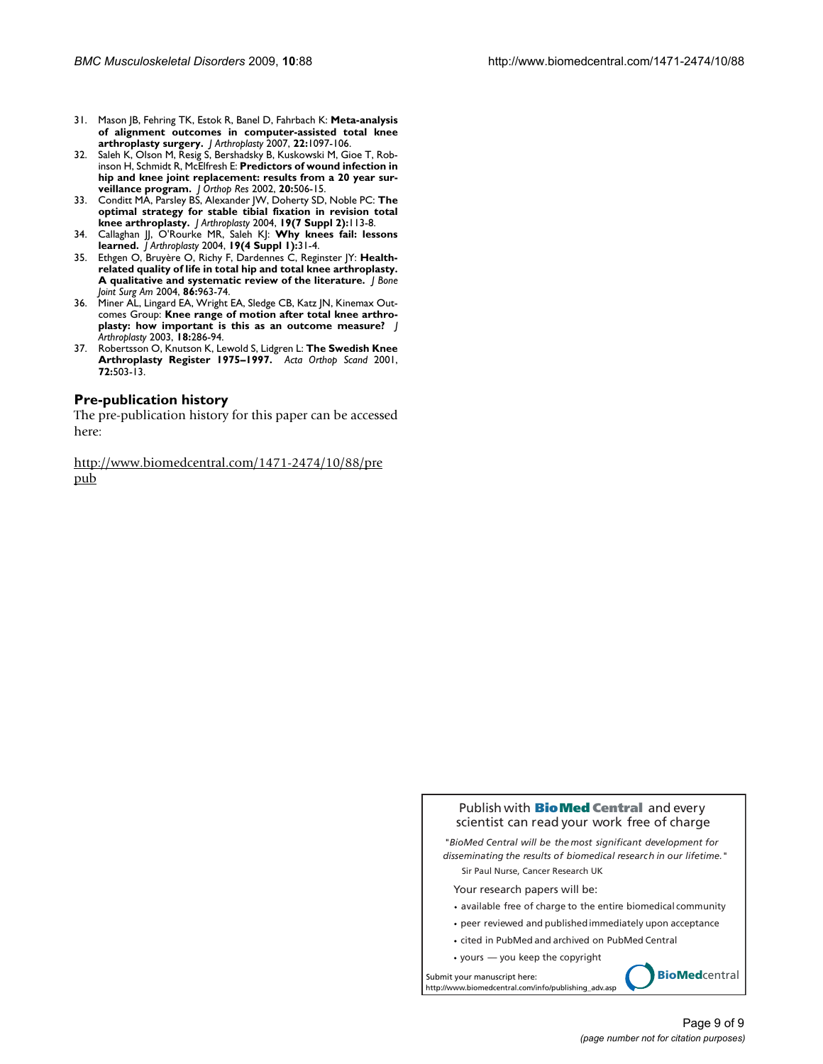31. Mason JB, Fehring TK, Estok R, Banel D, Fahrbach K: **Meta-analysis of alignment outcomes in computer-assisted total knee arthroplasty surgery.** *J Arthroplasty* 2007, **22:**1097-106.
32. Saleh K, Olson M, Resig S, Bershadsky B, Kuskowski M, Gioe T, Robinson H, Schmidt R, McElfresh E: **Predictors of wound infection in hip and knee joint replacement: results from a 20 year surveillance program.** *J Orthop Res* 2002, **20:**506-15.
33. Conditt MA, Parsley BS, Alexander JW, Doherty SD, Noble PC: **The optimal strategy for stable tibial fixation in revision total knee arthroplasty.** *J Arthroplasty* 2004, **19(7 Suppl 2):**113-8.
34. Callaghan JJ, O'Rourke MR, Saleh KJ: **Why knees fail: lessons learned.** *J Arthroplasty* 2004, **19(4 Suppl 1):**31-4.
35. Ethgen O, Bruyère O, Richy F, Dardennes C, Reginster JY: **Health-related quality of life in total hip and total knee arthroplasty. A qualitative and systematic review of the literature.** *J Bone Joint Surg Am* 2004, **86:**963-74.
36. Miner AL, Lingard EA, Wright EA, Sledge CB, Katz JN, Kinemax Outcomes Group: **Knee range of motion after total knee arthroplasty: how important is this as an outcome measure?** *J Arthroplasty* 2003, **18:**286-94.
37. Robertsson O, Knutson K, Lewold S, Lidgren L: **The Swedish Knee Arthroplasty Register 1975–1997.** *Acta Orthop Scand* 2001, **72:**503-13.

## Pre-publication history

The pre-publication history for this paper can be accessed here:

http://www.biomedcentral.com/1471-2474/10/88/prepub

Publish with **BioMed Central** and every scientist can read your work free of charge

*"BioMed Central will be the most significant development for disseminating the results of biomedical research in our lifetime."*

Sir Paul Nurse, Cancer Research UK

Your research papers will be:

- available free of charge to the entire biomedical community
- peer reviewed and published immediately upon acceptance
- cited in PubMed and archived on PubMed Central
- yours — you keep the copyright

Submit your manuscript here:
http://www.biomedcentral.com/info/publishing_adv.asp

**BioMed**central